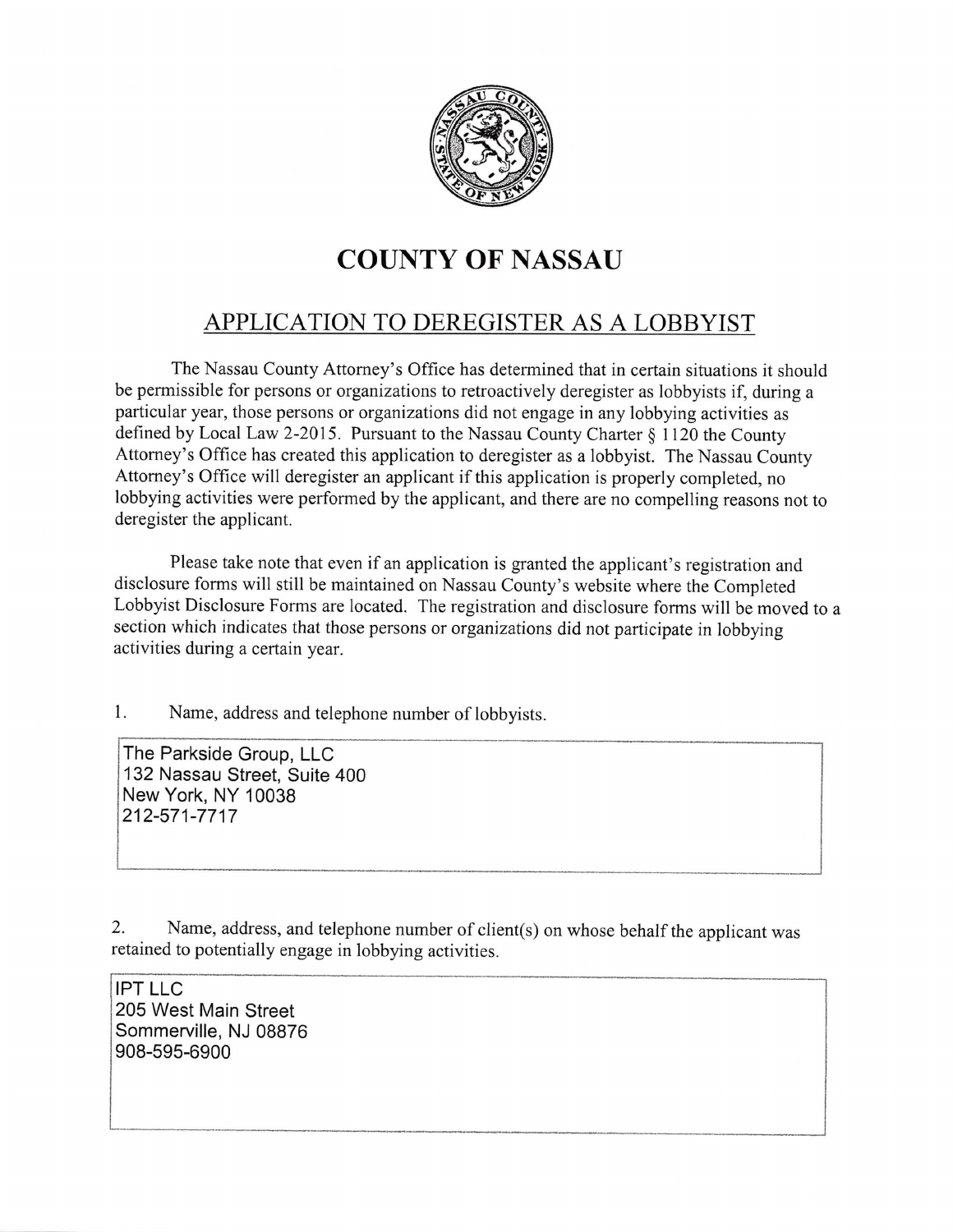# COUNTY OF NASSAU

## APPLICATION TO DEREGISTER AS A LOBBYIST

The Nassau County Attorney's Office has determined that in certain situations it should be permissible for persons or organizations to retroactively deregister as lobbyists if, during a particular year, those persons or organizations did not engage in any lobbying activities as defined by Local Law 2-2015. Pursuant to the Nassau County Charter § 1120 the County Attorney's Office has created this application to deregister as a lobbyist. The Nassau County Attorney's Office will deregister an applicant if this application is properly completed, no lobbying activities were performed by the applicant, and there are no compelling reasons not to deregister the applicant.

Please take note that even if an application is granted the applicant's registration and disclosure forms will still be maintained on Nassau County's website where the Completed Lobbyist Disclosure Forms are located. The registration and disclosure forms will be moved to a section which indicates that those persons or organizations did not participate in lobbying activities during a certain year.

1. Name, address and telephone number of lobbyists.

The Parkside Group, LLC
132 Nassau Street, Suite 400
New York, NY 10038
212-571-7717

2. Name, address, and telephone number of client(s) on whose behalf the applicant was retained to potentially engage in lobbying activities.

IPT LLC
205 West Main Street
Sommerville, NJ 08876
908-595-6900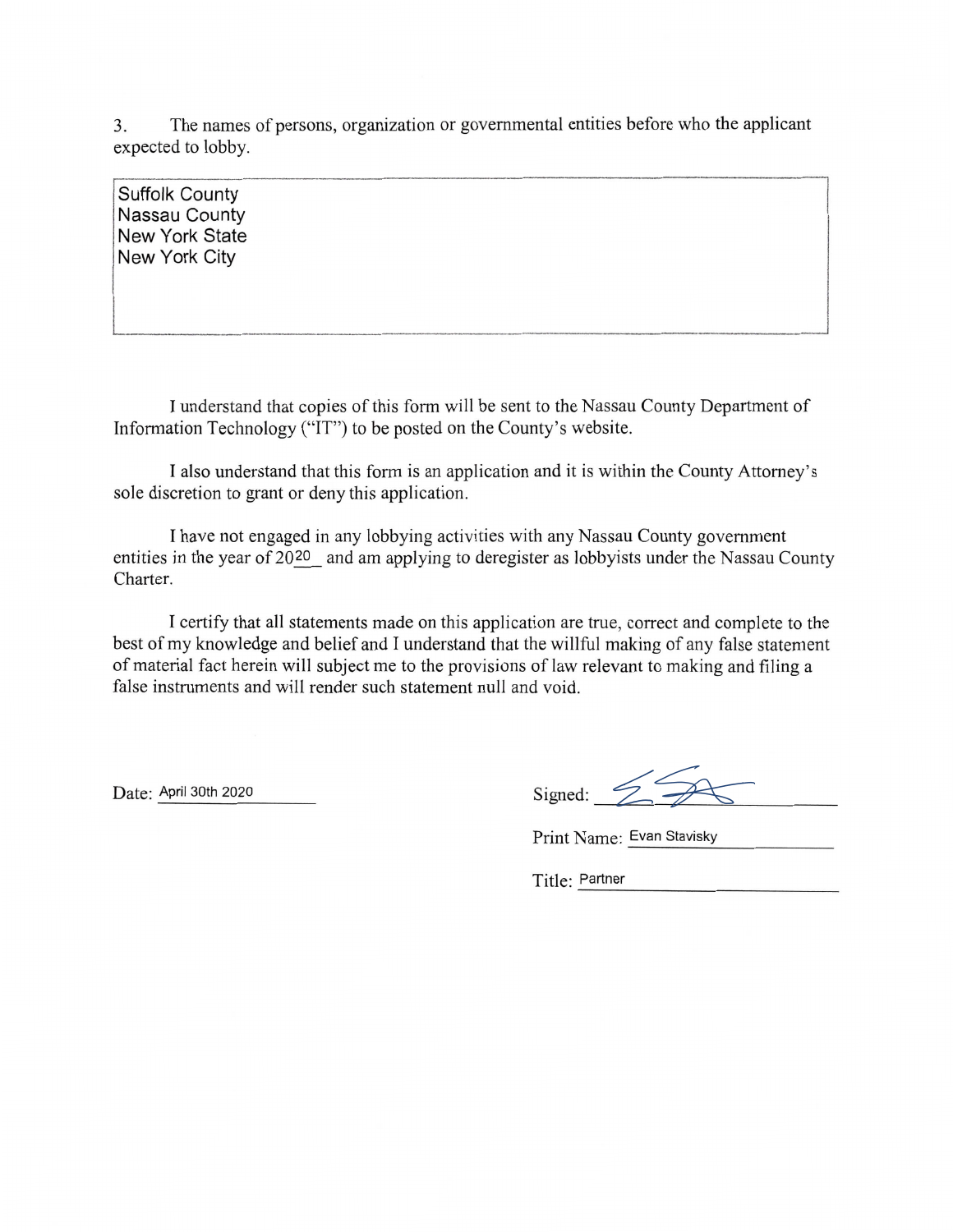3. The names of persons, organization or governmental entities before who the applicant expected to lobby.

Suffolk County
Nassau County
New York State
New York City

I understand that copies of this form will be sent to the Nassau County Department of Information Technology ("IT") to be posted on the County's website.

I also understand that this form is an application and it is within the County Attorney's sole discretion to grant or deny this application.

I have not engaged in any lobbying activities with any Nassau County government entities in the year of 2020 and am applying to deregister as lobbyists under the Nassau County Charter.

I certify that all statements made on this application are true, correct and complete to the best of my knowledge and belief and I understand that the willful making of any false statement of material fact herein will subject me to the provisions of law relevant to making and filing a false instruments and will render such statement null and void.

Date: April 30th 2020

Signed: [signature]

Print Name: Evan Stavisky

Title: Partner